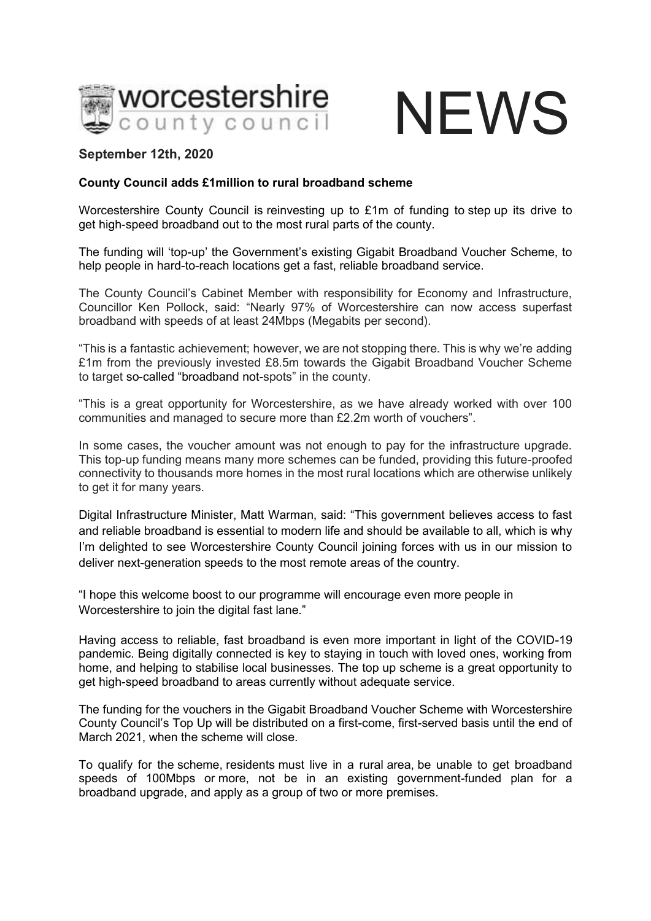# worcestershire county council NEWS

**September 12th, 2020**

**County Council adds £1million to rural broadband scheme**

Worcestershire County Council is reinvesting up to £1m of funding to step up its drive to get high-speed broadband out to the most rural parts of the county.

The funding will 'top-up' the Government's existing Gigabit Broadband Voucher Scheme, to help people in hard-to-reach locations get a fast, reliable broadband service.

The County Council's Cabinet Member with responsibility for Economy and Infrastructure, Councillor Ken Pollock, said: "Nearly 97% of Worcestershire can now access superfast broadband with speeds of at least 24Mbps (Megabits per second).

"This is a fantastic achievement; however, we are not stopping there. This is why we're adding £1m from the previously invested £8.5m towards the Gigabit Broadband Voucher Scheme to target so-called "broadband not-spots" in the county.

"This is a great opportunity for Worcestershire, as we have already worked with over 100 communities and managed to secure more than £2.2m worth of vouchers".

In some cases, the voucher amount was not enough to pay for the infrastructure upgrade. This top-up funding means many more schemes can be funded, providing this future-proofed connectivity to thousands more homes in the most rural locations which are otherwise unlikely to get it for many years.

Digital Infrastructure Minister, Matt Warman, said: "This government believes access to fast and reliable broadband is essential to modern life and should be available to all, which is why I'm delighted to see Worcestershire County Council joining forces with us in our mission to deliver next-generation speeds to the most remote areas of the country.

"I hope this welcome boost to our programme will encourage even more people in Worcestershire to join the digital fast lane."

Having access to reliable, fast broadband is even more important in light of the COVID-19 pandemic. Being digitally connected is key to staying in touch with loved ones, working from home, and helping to stabilise local businesses. The top up scheme is a great opportunity to get high-speed broadband to areas currently without adequate service.

The funding for the vouchers in the Gigabit Broadband Voucher Scheme with Worcestershire County Council's Top Up will be distributed on a first-come, first-served basis until the end of March 2021, when the scheme will close.

To qualify for the scheme, residents must live in a rural area, be unable to get broadband speeds of 100Mbps or more, not be in an existing government-funded plan for a broadband upgrade, and apply as a group of two or more premises.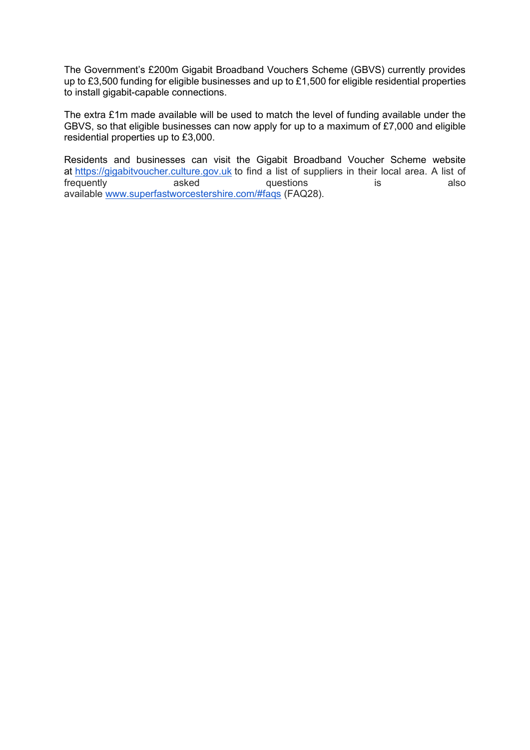The Government's £200m Gigabit Broadband Vouchers Scheme (GBVS) currently provides up to £3,500 funding for eligible businesses and up to £1,500 for eligible residential properties to install gigabit-capable connections.

The extra £1m made available will be used to match the level of funding available under the GBVS, so that eligible businesses can now apply for up to a maximum of £7,000 and eligible residential properties up to £3,000.

Residents and businesses can visit the Gigabit Broadband Voucher Scheme website at https://gigabitvoucher.culture.gov.uk to find a list of suppliers in their local area. A list of frequently asked questions is also available www.superfastworcestershire.com/#faqs (FAQ28).